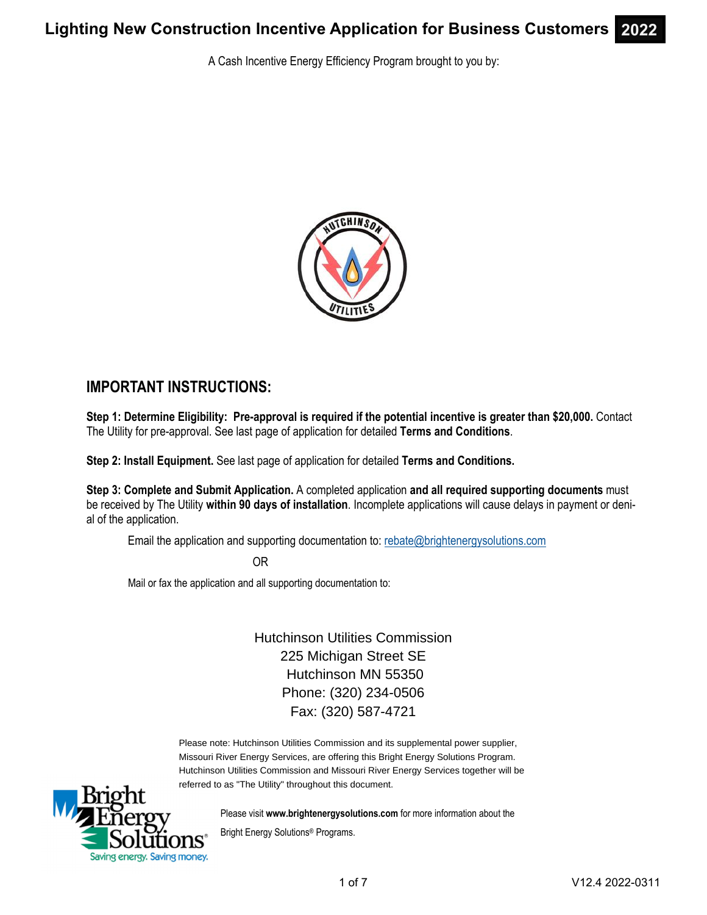# Lighting New Construction Incentive Application for Business Customers **2022**

A Cash Incentive Energy Efficiency Program brought to you by:

## IMPORTANT INSTRUCTIONS:

**Step 1: Determine Eligibility: Pre-approval is required if the potential incentive is greater than $20,000.** Contact The Utility for pre-approval. See last page of application for detailed **Terms and Conditions**.

**Step 2: Install Equipment.** See last page of application for detailed **Terms and Conditions.**

**Step 3: Complete and Submit Application.** A completed application **and all required supporting documents** must be received by The Utility **within 90 days of installation**. Incomplete applications will cause delays in payment or denial of the application.

Email the application and supporting documentation to: rebate@brightenergysolutions.com

OR

Mail or fax the application and all supporting documentation to:

Hutchinson Utilities Commission
225 Michigan Street SE
Hutchinson MN 55350
Phone: (320) 234-0506
Fax: (320) 587-4721

Please note: Hutchinson Utilities Commission and its supplemental power supplier, Missouri River Energy Services, are offering this Bright Energy Solutions Program. Hutchinson Utilities Commission and Missouri River Energy Services together will be referred to as "The Utility" throughout this document.

Please visit **www.brightenergysolutions.com** for more information about the Bright Energy Solutions® Programs.

V12.4 2022-0311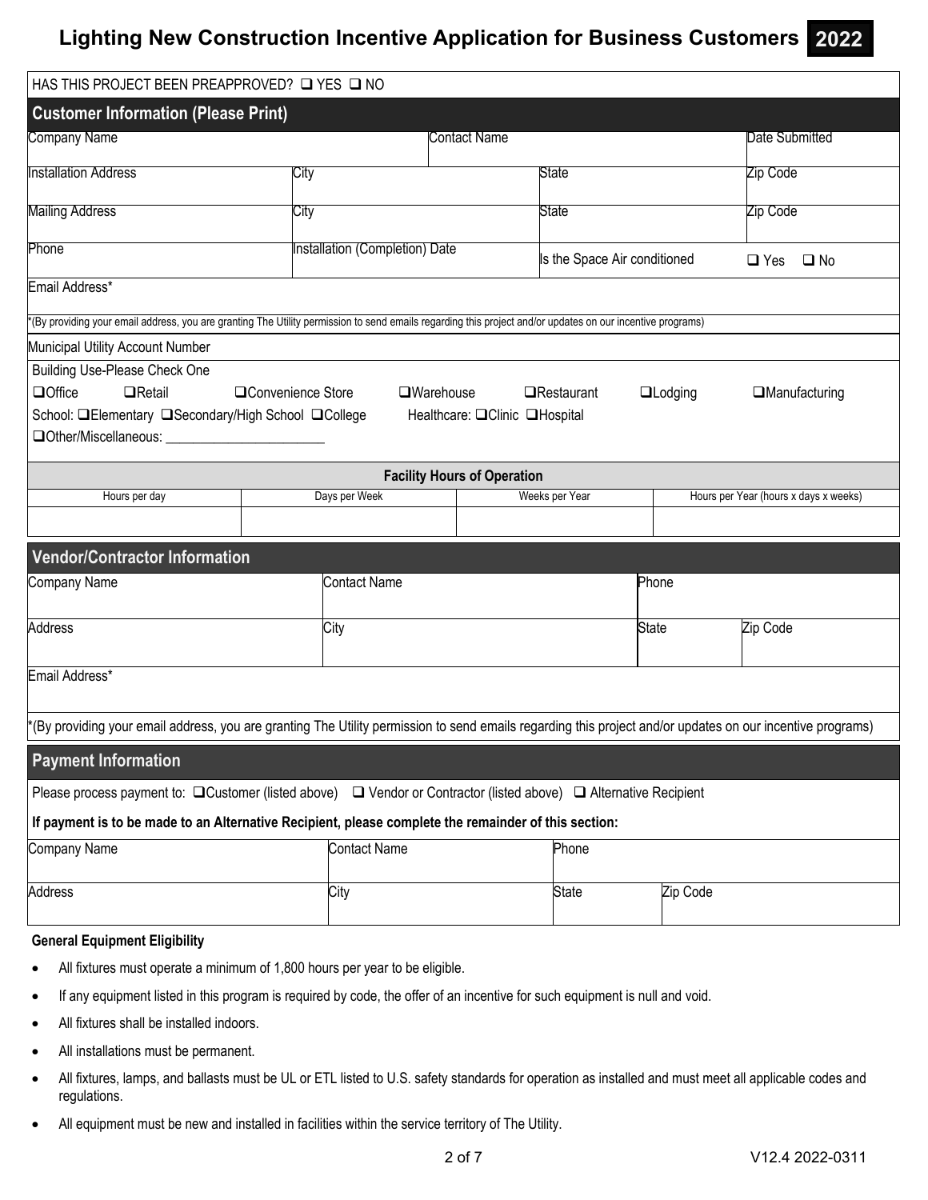# Lighting New Construction Incentive Application for Business Customers 2022

HAS THIS PROJECT BEEN PREAPPROVED? ❑ YES ❑ NO

## Customer Information (Please Print)

| Company Name | | Contact Name | | Date Submitted |
|---|---|---|---|---|
| Installation Address | City | | State | Zip Code |
| Mailing Address | City | | State | Zip Code |
| Phone | Installation (Completion) Date | | Is the Space Air conditioned | ❑ Yes ❑ No |

Email Address*

*(By providing your email address, you are granting The Utility permission to send emails regarding this project and/or updates on our incentive programs)

Municipal Utility Account Number

Building Use-Please Check One

❑Office ❑Retail ❑Convenience Store ❑Warehouse ❑Restaurant ❑Lodging ❑Manufacturing

School: ❑Elementary ❑Secondary/High School ❑College Healthcare: ❑Clinic ❑Hospital

❑Other/Miscellaneous: _______________________

**Facility Hours of Operation**

| Hours per day | Days per Week | Weeks per Year | Hours per Year (hours x days x weeks) |
|---|---|---|---|
| | | | |

## Vendor/Contractor Information

| Company Name | Contact Name | Phone | |
|---|---|---|---|
| Address | City | State | Zip Code |

Email Address*

*(By providing your email address, you are granting The Utility permission to send emails regarding this project and/or updates on our incentive programs)

## Payment Information

Please process payment to: ❑Customer (listed above) ❑ Vendor or Contractor (listed above) ❑ Alternative Recipient

**If payment is to be made to an Alternative Recipient, please complete the remainder of this section:**

| Company Name | Contact Name | Phone | |
|---|---|---|---|
| Address | City | State | Zip Code |

**General Equipment Eligibility**

- All fixtures must operate a minimum of 1,800 hours per year to be eligible.
- If any equipment listed in this program is required by code, the offer of an incentive for such equipment is null and void.
- All fixtures shall be installed indoors.
- All installations must be permanent.
- All fixtures, lamps, and ballasts must be UL or ETL listed to U.S. safety standards for operation as installed and must meet all applicable codes and regulations.
- All equipment must be new and installed in facilities within the service territory of The Utility.

V12.4 2022-0311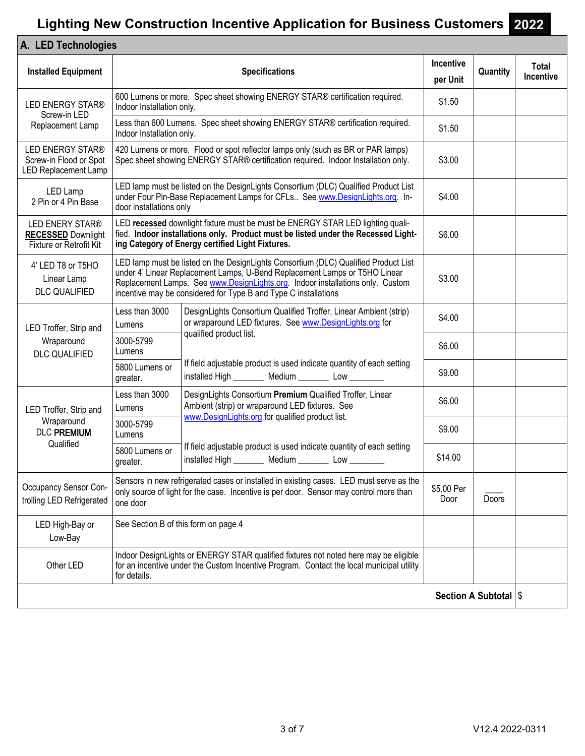# Lighting New Construction Incentive Application for Business Customers 2022

## A. LED Technologies

| Installed Equipment | Specifications | | Incentive per Unit | Quantity | Total Incentive |
|---|---|---|---|---|---|
| LED ENERGY STAR® Screw-in LED Replacement Lamp | 600 Lumens or more. Spec sheet showing ENERGY STAR® certification required. Indoor Installation only. | | $1.50 | | |
| | Less than 600 Lumens. Spec sheet showing ENERGY STAR® certification required. Indoor Installation only. | | $1.50 | | |
| LED ENERGY STAR® Screw-in Flood or Spot LED Replacement Lamp | 420 Lumens or more. Flood or spot reflector lamps only (such as BR or PAR lamps) Spec sheet showing ENERGY STAR® certification required. Indoor Installation only. | | $3.00 | | |
| LED Lamp 2 Pin or 4 Pin Base | LED lamp must be listed on the DesignLights Consortium (DLC) Qualified Product List under Four Pin-Base Replacement Lamps for CFLs.. See www.DesignLights.org. Indoor installations only | | $4.00 | | |
| LED ENERY STAR® **RECESSED** Downlight Fixture or Retrofit Kit | LED **recessed** downlight fixture must be must be ENERGY STAR LED lighting qualified. **Indoor installations only. Product must be listed under the Recessed Lighting Category of Energy certified Light Fixtures.** | | $6.00 | | |
| 4' LED T8 or T5HO Linear Lamp DLC QUALIFIED | LED lamp must be listed on the DesignLights Consortium (DLC) Qualified Product List under 4' Linear Replacement Lamps, U-Bend Replacement Lamps or T5HO Linear Replacement Lamps. See www.DesignLights.org. Indoor installations only. Custom incentive may be considered for Type B and Type C installations | | $3.00 | | |
| LED Troffer, Strip and Wraparound DLC QUALIFIED | Less than 3000 Lumens | DesignLights Consortium Qualified Troffer, Linear Ambient (strip) or wraparound LED fixtures. See www.DesignLights.org for qualified product list. | $4.00 | | |
| | 3000-5799 Lumens | | $6.00 | | |
| | 5800 Lumens or greater. | If field adjustable product is used indicate quantity of each setting installed High _______ Medium _______ Low ________ | $9.00 | | |
| LED Troffer, Strip and Wraparound DLC **PREMIUM** Qualified | Less than 3000 Lumens | DesignLights Consortium **Premium** Qualified Troffer, Linear Ambient (strip) or wraparound LED fixtures. See www.DesignLights.org for qualified product list. | $6.00 | | |
| | 3000-5799 Lumens | | $9.00 | | |
| | 5800 Lumens or greater. | If field adjustable product is used indicate quantity of each setting installed High _______ Medium _______ Low ________ | $14.00 | | |
| Occupancy Sensor Controlling LED Refrigerated | Sensors in new refrigerated cases or installed in existing cases. LED must serve as the only source of light for the case. Incentive is per door. Sensor may control more than one door | | $5.00 Per Door | ____ Doors | |
| LED High-Bay or Low-Bay | See Section B of this form on page 4 | | | | |
| Other LED | Indoor DesignLights or ENERGY STAR qualified fixtures not noted here may be eligible for an incentive under the Custom Incentive Program. Contact the local municipal utility for details. | | | | |
| | | | | **Section A Subtotal** | $ |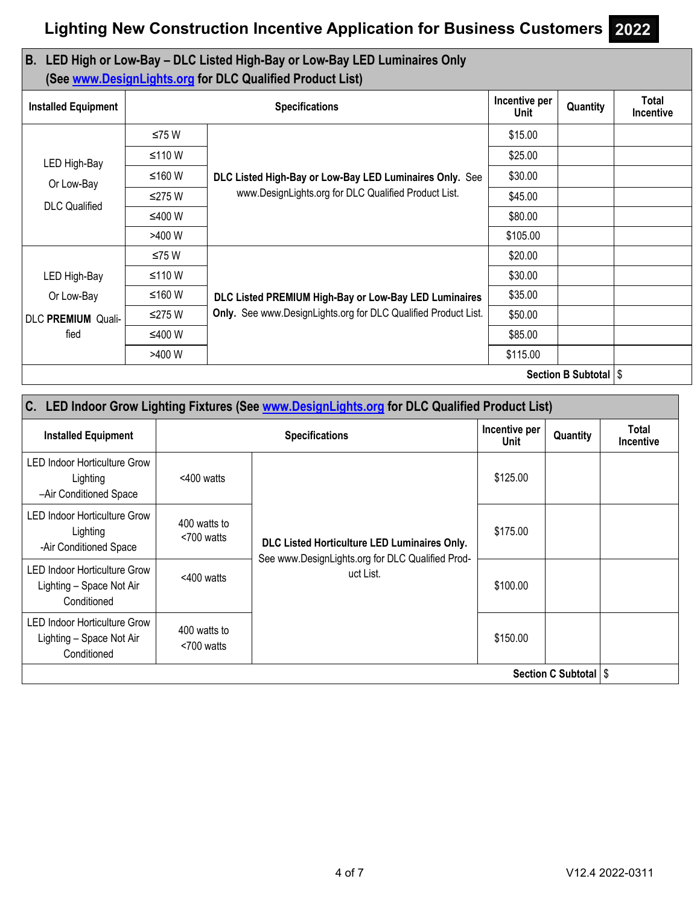# Lighting New Construction Incentive Application for Business Customers 2022

## B. LED High or Low-Bay – DLC Listed High-Bay or Low-Bay LED Luminaires Only (See www.DesignLights.org for DLC Qualified Product List)

| Installed Equipment | Specifications | | Incentive per Unit | Quantity | Total Incentive |
|---|---|---|---|---|---|
| LED High-Bay Or Low-Bay DLC Qualified | ≤75 W | **DLC Listed High-Bay or Low-Bay LED Luminaires Only.** See www.DesignLights.org for DLC Qualified Product List. | $15.00 | | |
| | ≤110 W | | $25.00 | | |
| | ≤160 W | | $30.00 | | |
| | ≤275 W | | $45.00 | | |
| | ≤400 W | | $80.00 | | |
| | >400 W | | $105.00 | | |
| LED High-Bay Or Low-Bay DLC **PREMIUM** Qualified | ≤75 W | **DLC Listed PREMIUM High-Bay or Low-Bay LED Luminaires Only.** See www.DesignLights.org for DLC Qualified Product List. | $20.00 | | |
| | ≤110 W | | $30.00 | | |
| | ≤160 W | | $35.00 | | |
| | ≤275 W | | $50.00 | | |
| | ≤400 W | | $85.00 | | |
| | >400 W | | $115.00 | | |
| | | | | **Section B Subtotal** | $ |

## C. LED Indoor Grow Lighting Fixtures (See www.DesignLights.org for DLC Qualified Product List)

| Installed Equipment | Specifications | | Incentive per Unit | Quantity | Total Incentive |
|---|---|---|---|---|---|
| LED Indoor Horticulture Grow Lighting –Air Conditioned Space | <400 watts | **DLC Listed Horticulture LED Luminaires Only.** See www.DesignLights.org for DLC Qualified Product List. | $125.00 | | |
| LED Indoor Horticulture Grow Lighting -Air Conditioned Space | 400 watts to <700 watts | | $175.00 | | |
| LED Indoor Horticulture Grow Lighting – Space Not Air Conditioned | <400 watts | | $100.00 | | |
| LED Indoor Horticulture Grow Lighting – Space Not Air Conditioned | 400 watts to <700 watts | | $150.00 | | |
| | | | | **Section C Subtotal** | $ |

V12.4 2022-0311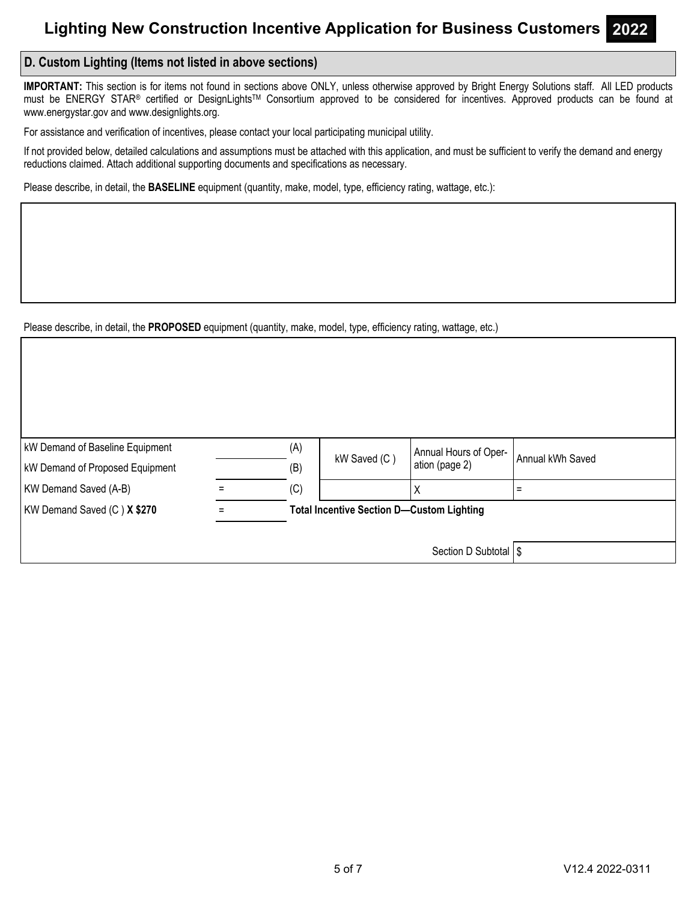# Lighting New Construction Incentive Application for Business Customers 2022

## D. Custom Lighting (Items not listed in above sections)

**IMPORTANT:** This section is for items not found in sections above ONLY, unless otherwise approved by Bright Energy Solutions staff. All LED products must be ENERGY STAR® certified or DesignLights™ Consortium approved to be considered for incentives. Approved products can be found at www.energystar.gov and www.designlights.org.

For assistance and verification of incentives, please contact your local participating municipal utility.

If not provided below, detailed calculations and assumptions must be attached with this application, and must be sufficient to verify the demand and energy reductions claimed. Attach additional supporting documents and specifications as necessary.

Please describe, in detail, the **BASELINE** equipment (quantity, make, model, type, efficiency rating, wattage, etc.):

| |
|---|
| |

Please describe, in detail, the **PROPOSED** equipment (quantity, make, model, type, efficiency rating, wattage, etc.)

| |
|---|
| |

| | | | | | |
|---|---|---|---|---|---|
| kW Demand of Baseline Equipment | | (A) | kW Saved (C ) | Annual Hours of Operation (page 2) | Annual kWh Saved |
| kW Demand of Proposed Equipment | | (B) | | | |
| KW Demand Saved (A-B) | = | (C) | | X | = |
| KW Demand Saved (C ) **X $270** | = | **Total Incentive Section D—Custom Lighting** | | | |
| | | | | Section D Subtotal | $ |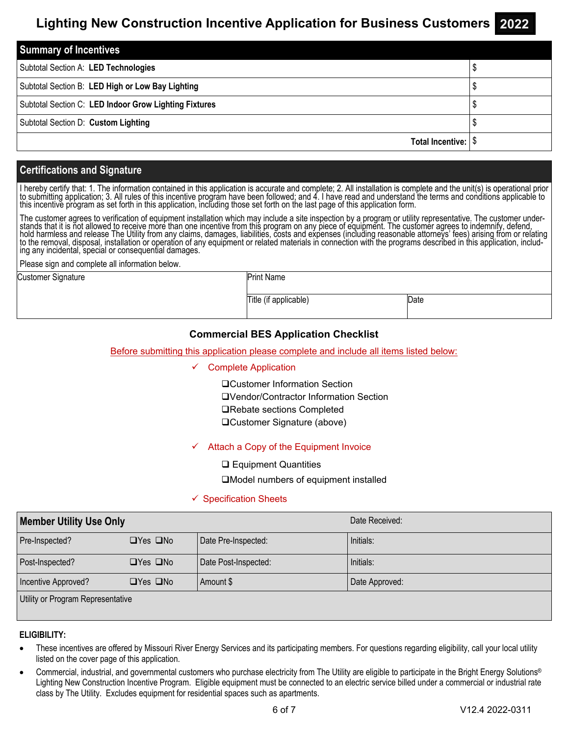# Lighting New Construction Incentive Application for Business Customers 2022

| Summary of Incentives | |
|---|---|
| Subtotal Section A: **LED Technologies** | $ |
| Subtotal Section B: **LED High or Low Bay Lighting** | $ |
| Subtotal Section C: **LED Indoor Grow Lighting Fixtures** | $ |
| Subtotal Section D: **Custom Lighting** | $ |
| **Total Incentive:** | $ |

## Certifications and Signature

I hereby certify that: 1. The information contained in this application is accurate and complete; 2. All installation is complete and the unit(s) is operational prior to submitting application; 3. All rules of this incentive program have been followed; and 4. I have read and understand the terms and conditions applicable to this incentive program as set forth in this application, including those set forth on the last page of this application form.

The customer agrees to verification of equipment installation which may include a site inspection by a program or utility representative. The customer understands that it is not allowed to receive more than one incentive from this program on any piece of equipment. The customer agrees to indemnify, defend, hold harmless and release The Utility from any claims, damages, liabilities, costs and expenses (including reasonable attorneys' fees) arising from or relating to the removal, disposal, installation or operation of any equipment or related materials in connection with the programs described in this application, including any incidental, special or consequential damages.

Please sign and complete all information below.

| Customer Signature | Print Name | |
|---|---|---|
| | Title (if applicable) | Date |

### Commercial BES Application Checklist

Before submitting this application please complete and include all items listed below:

✓ Complete Application

- ❑ Customer Information Section
- ❑ Vendor/Contractor Information Section
- ❑ Rebate sections Completed
- ❑ Customer Signature (above)

✓ Attach a Copy of the Equipment Invoice

- ❑ Equipment Quantities
- ❑ Model numbers of equipment installed

✓ Specification Sheets

| **Member Utility Use Only** | | | Date Received: |
|---|---|---|---|
| Pre-Inspected? | ❑Yes ❑No | Date Pre-Inspected: | Initials: |
| Post-Inspected? | ❑Yes ❑No | Date Post-Inspected: | Initials: |
| Incentive Approved? | ❑Yes ❑No | Amount $ | Date Approved: |
| Utility or Program Representative | | | |

**ELIGIBILITY:**

- These incentives are offered by Missouri River Energy Services and its participating members. For questions regarding eligibility, call your local utility listed on the cover page of this application.
- Commercial, industrial, and governmental customers who purchase electricity from The Utility are eligible to participate in the Bright Energy Solutions® Lighting New Construction Incentive Program. Eligible equipment must be connected to an electric service billed under a commercial or industrial rate class by The Utility. Excludes equipment for residential spaces such as apartments.

V12.4 2022-0311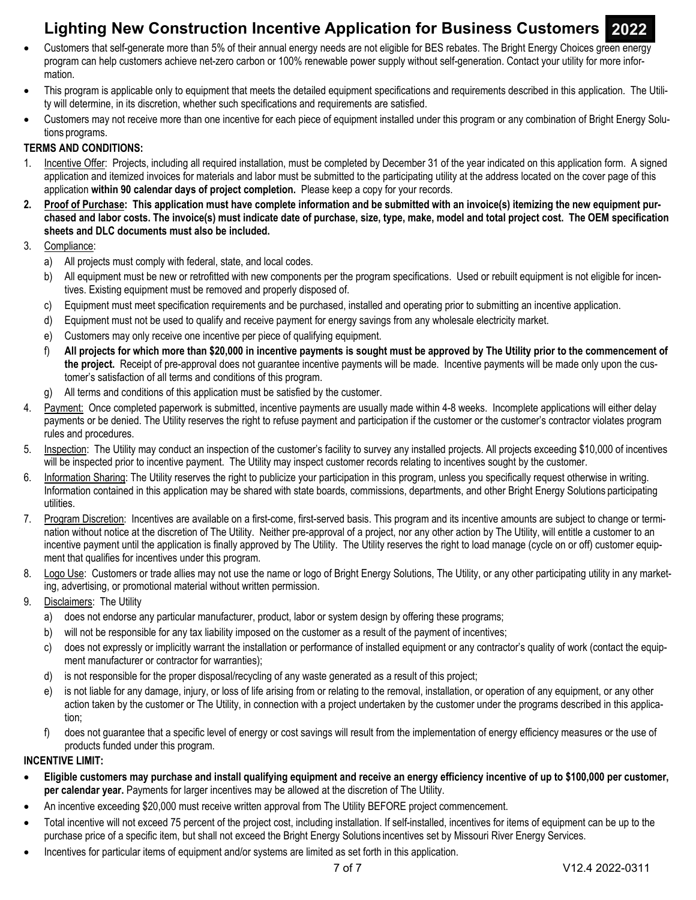# Lighting New Construction Incentive Application for Business Customers 2022

- Customers that self-generate more than 5% of their annual energy needs are not eligible for BES rebates. The Bright Energy Choices green energy program can help customers achieve net-zero carbon or 100% renewable power supply without self-generation. Contact your utility for more information.
- This program is applicable only to equipment that meets the detailed equipment specifications and requirements described in this application. The Utility will determine, in its discretion, whether such specifications and requirements are satisfied.
- Customers may not receive more than one incentive for each piece of equipment installed under this program or any combination of Bright Energy Solutions programs.

**TERMS AND CONDITIONS:**

1. Incentive Offer: Projects, including all required installation, must be completed by December 31 of the year indicated on this application form. A signed application and itemized invoices for materials and labor must be submitted to the participating utility at the address located on the cover page of this application **within 90 calendar days of project completion.** Please keep a copy for your records.
2. **Proof of Purchase: This application must have complete information and be submitted with an invoice(s) itemizing the new equipment purchased and labor costs. The invoice(s) must indicate date of purchase, size, type, make, model and total project cost. The OEM specification sheets and DLC documents must also be included.**
3. Compliance:
   a) All projects must comply with federal, state, and local codes.
   b) All equipment must be new or retrofitted with new components per the program specifications. Used or rebuilt equipment is not eligible for incentives. Existing equipment must be removed and properly disposed of.
   c) Equipment must meet specification requirements and be purchased, installed and operating prior to submitting an incentive application.
   d) Equipment must not be used to qualify and receive payment for energy savings from any wholesale electricity market.
   e) Customers may only receive one incentive per piece of qualifying equipment.
   f) **All projects for which more than $20,000 in incentive payments is sought must be approved by The Utility prior to the commencement of the project.** Receipt of pre-approval does not guarantee incentive payments will be made. Incentive payments will be made only upon the customer's satisfaction of all terms and conditions of this program.
   g) All terms and conditions of this application must be satisfied by the customer.
4. Payment: Once completed paperwork is submitted, incentive payments are usually made within 4-8 weeks. Incomplete applications will either delay payments or be denied. The Utility reserves the right to refuse payment and participation if the customer or the customer's contractor violates program rules and procedures.
5. Inspection: The Utility may conduct an inspection of the customer's facility to survey any installed projects. All projects exceeding $10,000 of incentives will be inspected prior to incentive payment. The Utility may inspect customer records relating to incentives sought by the customer.
6. Information Sharing: The Utility reserves the right to publicize your participation in this program, unless you specifically request otherwise in writing. Information contained in this application may be shared with state boards, commissions, departments, and other Bright Energy Solutions participating utilities.
7. Program Discretion: Incentives are available on a first-come, first-served basis. This program and its incentive amounts are subject to change or termination without notice at the discretion of The Utility. Neither pre-approval of a project, nor any other action by The Utility, will entitle a customer to an incentive payment until the application is finally approved by The Utility. The Utility reserves the right to load manage (cycle on or off) customer equipment that qualifies for incentives under this program.
8. Logo Use: Customers or trade allies may not use the name or logo of Bright Energy Solutions, The Utility, or any other participating utility in any marketing, advertising, or promotional material without written permission.
9. Disclaimers: The Utility
   a) does not endorse any particular manufacturer, product, labor or system design by offering these programs;
   b) will not be responsible for any tax liability imposed on the customer as a result of the payment of incentives;
   c) does not expressly or implicitly warrant the installation or performance of installed equipment or any contractor's quality of work (contact the equipment manufacturer or contractor for warranties);
   d) is not responsible for the proper disposal/recycling of any waste generated as a result of this project;
   e) is not liable for any damage, injury, or loss of life arising from or relating to the removal, installation, or operation of any equipment, or any other action taken by the customer or The Utility, in connection with a project undertaken by the customer under the programs described in this application;
   f) does not guarantee that a specific level of energy or cost savings will result from the implementation of energy efficiency measures or the use of products funded under this program.

**INCENTIVE LIMIT:**

- **Eligible customers may purchase and install qualifying equipment and receive an energy efficiency incentive of up to $100,000 per customer, per calendar year.** Payments for larger incentives may be allowed at the discretion of The Utility.
- An incentive exceeding $20,000 must receive written approval from The Utility BEFORE project commencement.
- Total incentive will not exceed 75 percent of the project cost, including installation. If self-installed, incentives for items of equipment can be up to the purchase price of a specific item, but shall not exceed the Bright Energy Solutions incentives set by Missouri River Energy Services.
- Incentives for particular items of equipment and/or systems are limited as set forth in this application.

V12.4 2022-0311